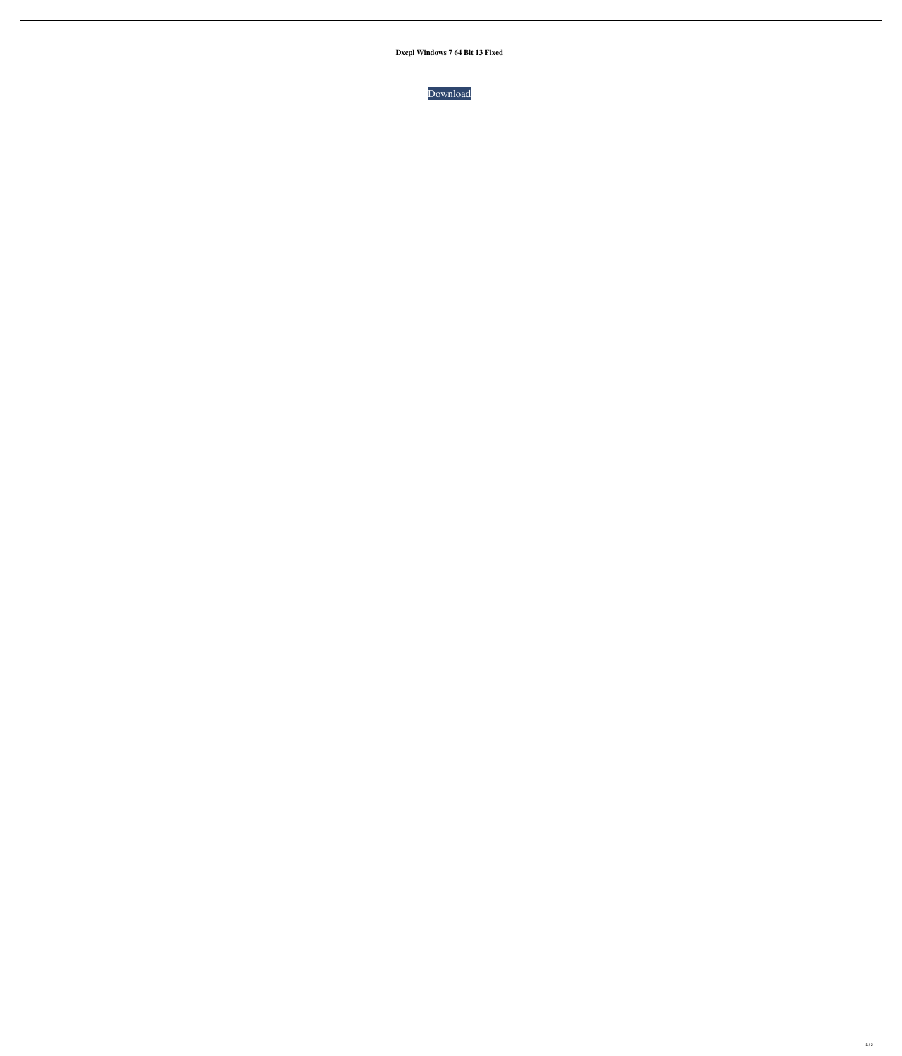**Dxcpl Windows 7 64 Bit 13 Fixed**

Download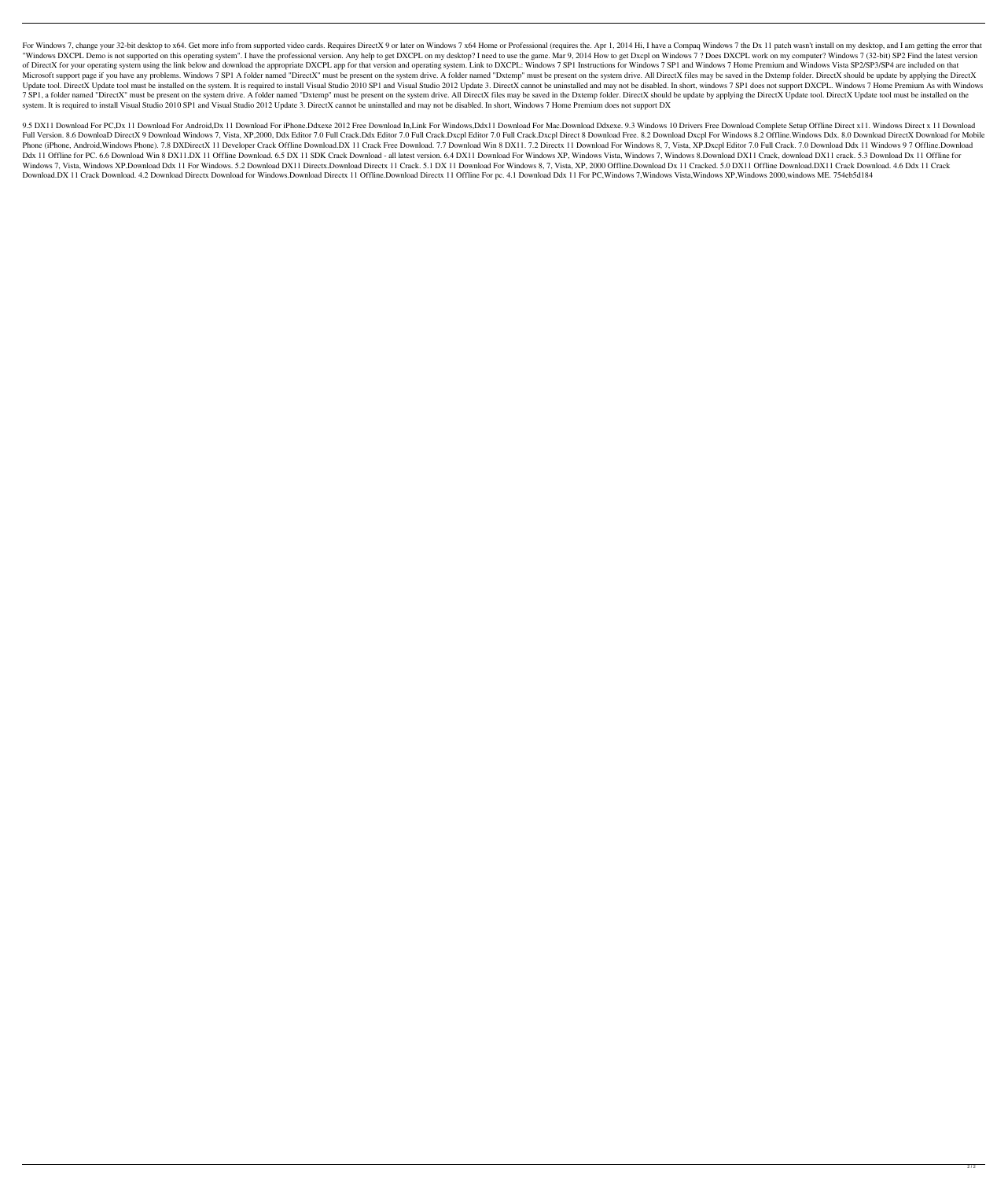For Windows 7, change your 32-bit desktop to x64. Get more info from supported video cards. Requires DirectX 9 or later on Windows 7 x64 Home or Professional (requires the. Apr 1, 2014 Hi, I have a Compaq Windows 7 the Dx 11 patch wasn't install on my desktop, and I am getting the error that "Windows DXCPL Demo is not supported on this operating system". I have the professional version. Any help to get DXCPL on my desktop? I need to use the game. Mar 9, 2014 How to get Dxcpl on Windows 7 ? Does DXCPL work on my computer? Windows 7 (32-bit) SP2 Find the latest version of DirectX for your operating system using the link below and download the appropriate DXCPL app for that version and operating system. Link to DXCPL: Windows 7 SP1 Instructions for Windows 7 SP1 and Windows 7 Home Premium and Windows Vista SP2/SP3/SP4 are included on that Microsoft support page if you have any problems. Windows 7 SP1 A folder named "DirectX" must be present on the system drive. A folder named "Dxtemp" must be present on the system drive. All DirectX files may be saved in the Dxtemp folder. DirectX should be update by applying the DirectX Update tool. DirectX Update tool must be installed on the system. It is required to install Visual Studio 2010 SP1 and Visual Studio 2012 Update 3. DirectX cannot be uninstalled and may not be disabled. In short, windows 7 SP1 does not support DXCPL. Windows 7 Home Premium As with Windows 7 SP1, a folder named "DirectX" must be present on the system drive. A folder named "Dxtemp" must be present on the system drive. All DirectX files may be saved in the Dxtemp folder. DirectX should be update by applying the DirectX Update tool. DirectX Update tool must be installed on the system. It is required to install Visual Studio 2010 SP1 and Visual Studio 2012 Update 3. DirectX cannot be uninstalled and may not be disabled. In short, Windows 7 Home Premium does not support DX

9.5 DX11 Download For PC,Dx 11 Download For Android,Dx 11 Download For iPhone.Ddxexe 2012 Free Download In,Link For Windows,Ddx11 Download For Mac.Download Ddxexe. 9.3 Windows 10 Drivers Free Download Complete Setup Offline Direct x11. Windows Direct x 11 Download Full Version. 8.6 DownloaD DirectX 9 Download Windows 7, Vista, XP,2000, Ddx Editor 7.0 Full Crack.Ddx Editor 7.0 Full Crack.Dxcpl Editor 7.0 Full Crack.Dxcpl Direct 8 Download Free. 8.2 Download Dxcpl For Windows 8.2 Offline.Windows Ddx. 8.0 Download DirectX Download for Mobile Phone (iPhone, Android,Windows Phone). 7.8 DXDirectX 11 Developer Crack Offline Download.DX 11 Crack Free Download. 7.7 Download Win 8 DX11. 7.2 Directx 11 Download For Windows 8, 7, Vista, XP.Dxcpl Editor 7.0 Full Crack. 7.0 Download Ddx 11 Windows 9 7 Offline.Download Ddx 11 Offline for PC. 6.6 Download Win 8 DX11.DX 11 Offline Download. 6.5 DX 11 SDK Crack Download - all latest version. 6.4 DX11 Download For Windows XP, Windows Vista, Windows 7, Windows 8.Download DX11 Crack, download DX11 crack. 5.3 Download Dx 11 Offline for Windows 7, Vista, Windows XP.Download Ddx 11 For Windows. 5.2 Download DX11 Directx.Download Directx 11 Crack. 5.1 DX 11 Download For Windows 8, 7, Vista, XP, 2000 Offline.Download Dx 11 Cracked. 5.0 DX11 Offline Download.DX11 Crack Download. 4.6 Ddx 11 Crack Download.DX 11 Crack Download. 4.2 Download Directx Download for Windows.Download Directx 11 Offline.Download Directx 11 Offline For pc. 4.1 Download Ddx 11 For PC,Windows 7,Windows Vista,Windows XP,Windows 2000,windows ME. 754eb5d184